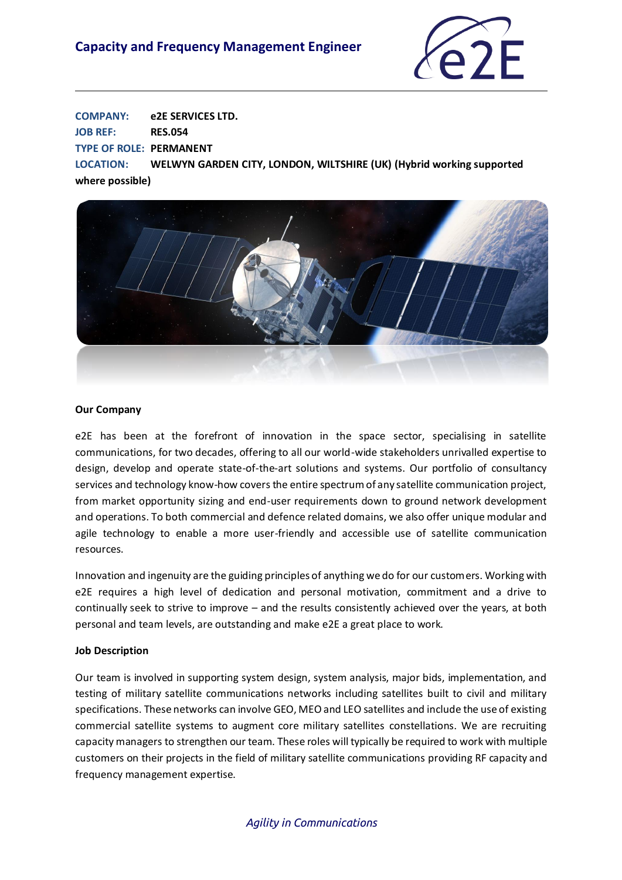# Capacity and Frequency Management Engineer

**COMPANY:** e2E SERVICES LTD.
**JOB REF:** RES.054
**TYPE OF ROLE:** PERMANENT
**LOCATION:** WELWYN GARDEN CITY, LONDON, WILTSHIRE (UK) (Hybrid working supported where possible)

**Our Company**

e2E has been at the forefront of innovation in the space sector, specialising in satellite communications, for two decades, offering to all our world-wide stakeholders unrivalled expertise to design, develop and operate state-of-the-art solutions and systems. Our portfolio of consultancy services and technology know-how covers the entire spectrum of any satellite communication project, from market opportunity sizing and end-user requirements down to ground network development and operations. To both commercial and defence related domains, we also offer unique modular and agile technology to enable a more user-friendly and accessible use of satellite communication resources.

Innovation and ingenuity are the guiding principles of anything we do for our customers. Working with e2E requires a high level of dedication and personal motivation, commitment and a drive to continually seek to strive to improve – and the results consistently achieved over the years, at both personal and team levels, are outstanding and make e2E a great place to work.

**Job Description**

Our team is involved in supporting system design, system analysis, major bids, implementation, and testing of military satellite communications networks including satellites built to civil and military specifications. These networks can involve GEO, MEO and LEO satellites and include the use of existing commercial satellite systems to augment core military satellites constellations. We are recruiting capacity managers to strengthen our team. These roles will typically be required to work with multiple customers on their projects in the field of military satellite communications providing RF capacity and frequency management expertise.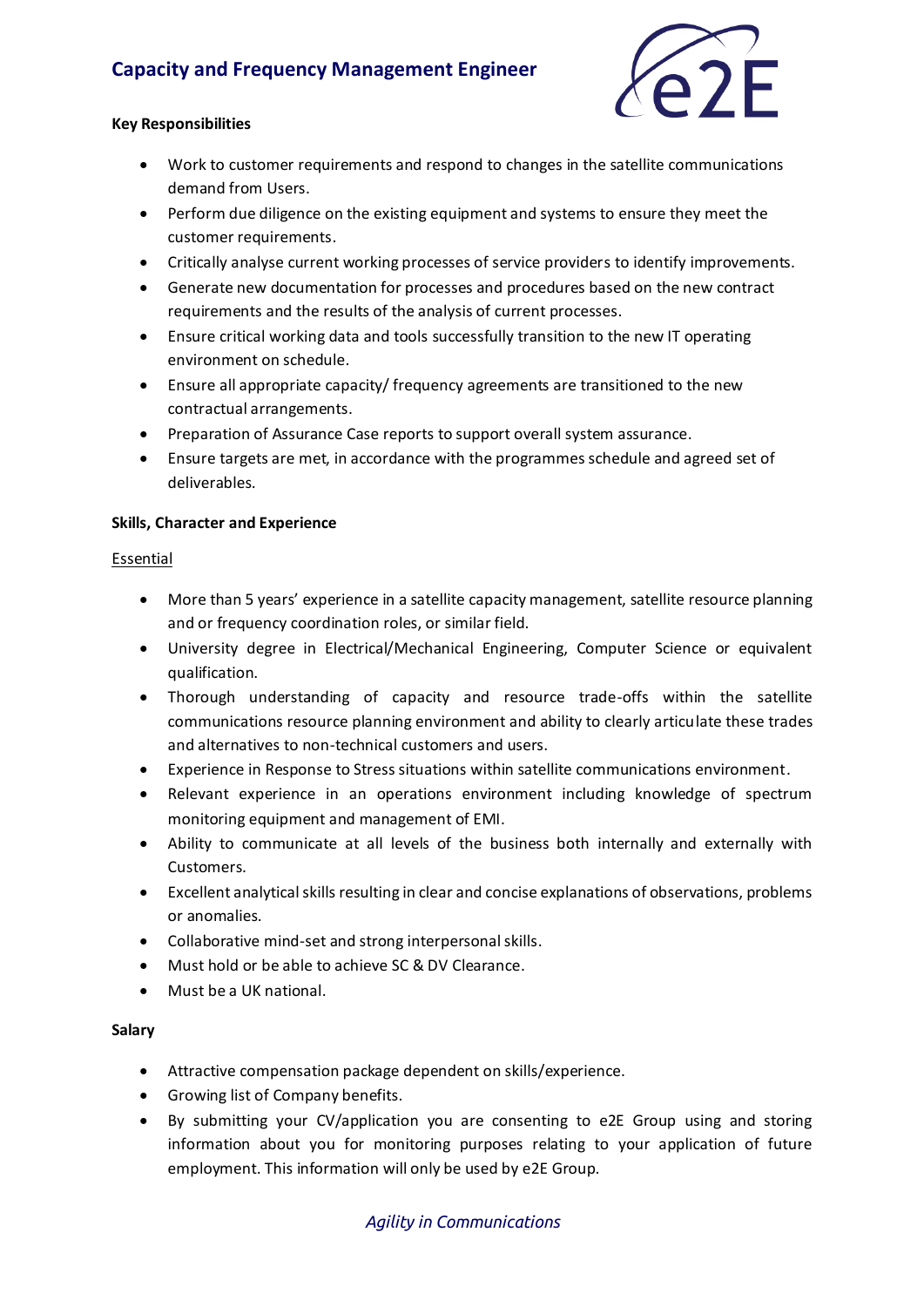# Capacity and Frequency Management Engineer

**Key Responsibilities**

- Work to customer requirements and respond to changes in the satellite communications demand from Users.
- Perform due diligence on the existing equipment and systems to ensure they meet the customer requirements.
- Critically analyse current working processes of service providers to identify improvements.
- Generate new documentation for processes and procedures based on the new contract requirements and the results of the analysis of current processes.
- Ensure critical working data and tools successfully transition to the new IT operating environment on schedule.
- Ensure all appropriate capacity/ frequency agreements are transitioned to the new contractual arrangements.
- Preparation of Assurance Case reports to support overall system assurance.
- Ensure targets are met, in accordance with the programmes schedule and agreed set of deliverables.

**Skills, Character and Experience**

Essential

- More than 5 years' experience in a satellite capacity management, satellite resource planning and or frequency coordination roles, or similar field.
- University degree in Electrical/Mechanical Engineering, Computer Science or equivalent qualification.
- Thorough understanding of capacity and resource trade-offs within the satellite communications resource planning environment and ability to clearly articulate these trades and alternatives to non-technical customers and users.
- Experience in Response to Stress situations within satellite communications environment.
- Relevant experience in an operations environment including knowledge of spectrum monitoring equipment and management of EMI.
- Ability to communicate at all levels of the business both internally and externally with Customers.
- Excellent analytical skills resulting in clear and concise explanations of observations, problems or anomalies.
- Collaborative mind-set and strong interpersonal skills.
- Must hold or be able to achieve SC & DV Clearance.
- Must be a UK national.

**Salary**

- Attractive compensation package dependent on skills/experience.
- Growing list of Company benefits.
- By submitting your CV/application you are consenting to e2E Group using and storing information about you for monitoring purposes relating to your application of future employment. This information will only be used by e2E Group.

*Agility in Communications*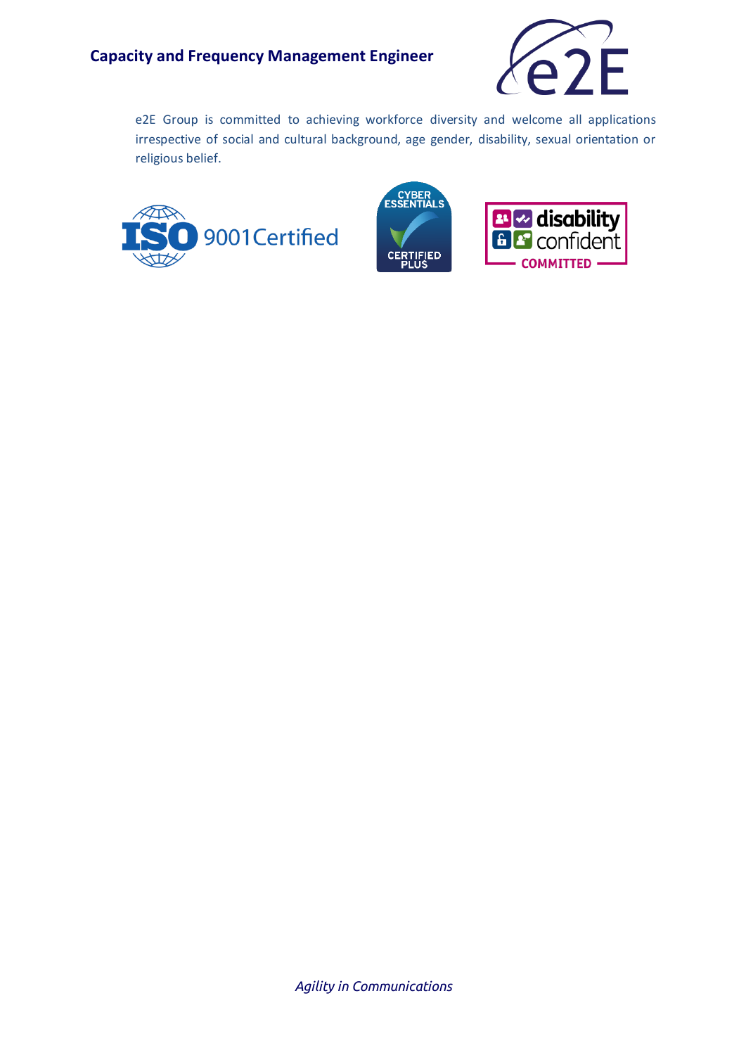e2E Group is committed to achieving workforce diversity and welcome all applications irrespective of social and cultural background, age gender, disability, sexual orientation or religious belief.